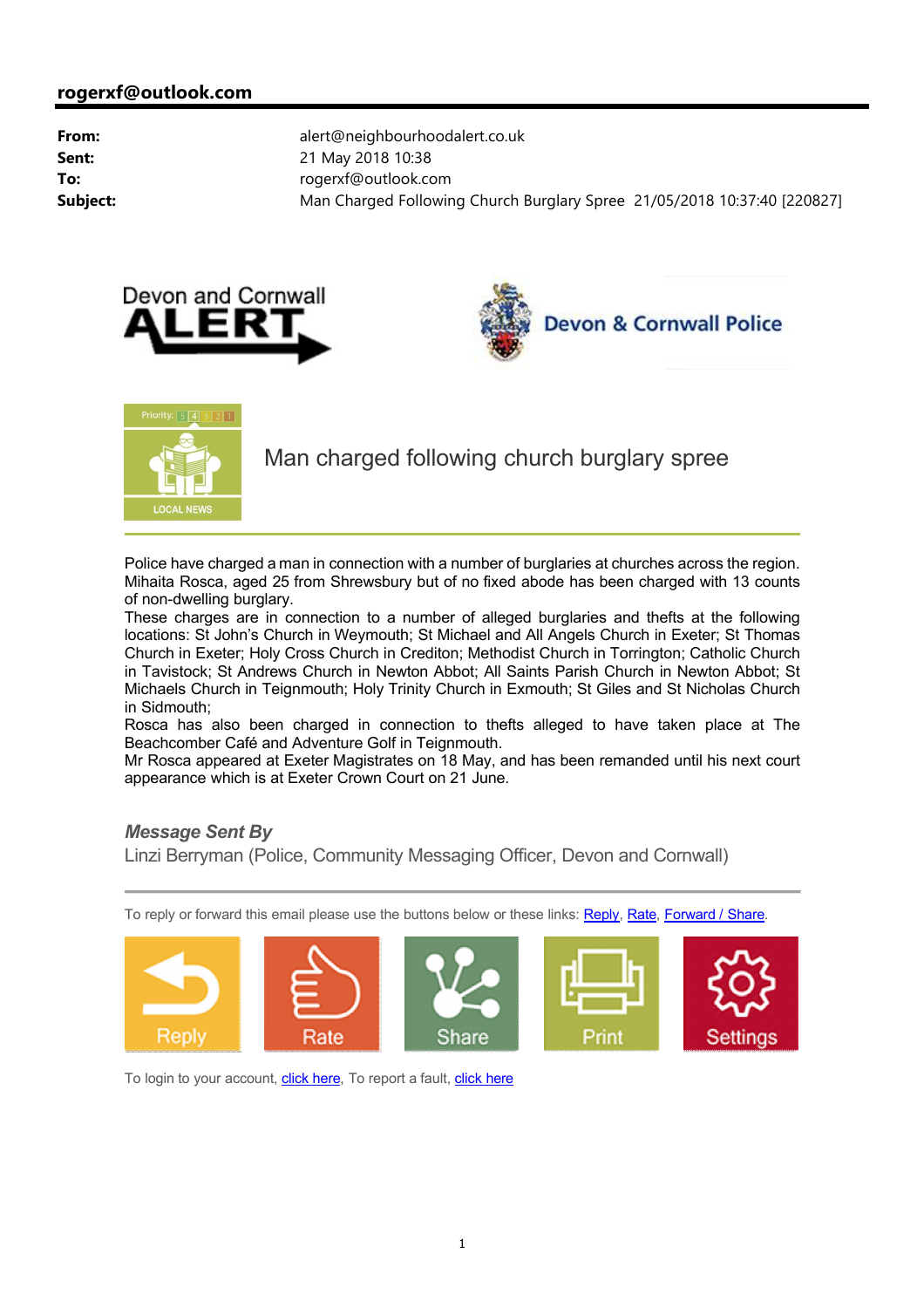**rogerxf@outlook.com**

| | |
|---|---|
| **From:** | alert@neighbourhoodalert.co.uk |
| **Sent:** | 21 May 2018 10:38 |
| **To:** | rogerxf@outlook.com |
| **Subject:** | Man Charged Following Church Burglary Spree 21/05/2018 10:37:40 [220827] |

Devon and Cornwall ALERT

Devon & Cornwall Police

Priority: 5 4 3 2 1

LOCAL NEWS

# Man charged following church burglary spree

Police have charged a man in connection with a number of burglaries at churches across the region. Mihaita Rosca, aged 25 from Shrewsbury but of no fixed abode has been charged with 13 counts of non-dwelling burglary.
These charges are in connection to a number of alleged burglaries and thefts at the following locations: St John's Church in Weymouth; St Michael and All Angels Church in Exeter; St Thomas Church in Exeter; Holy Cross Church in Crediton; Methodist Church in Torrington; Catholic Church in Tavistock; St Andrews Church in Newton Abbot; All Saints Parish Church in Newton Abbot; St Michaels Church in Teignmouth; Holy Trinity Church in Exmouth; St Giles and St Nicholas Church in Sidmouth;
Rosca has also been charged in connection to thefts alleged to have taken place at The Beachcomber Café and Adventure Golf in Teignmouth.
Mr Rosca appeared at Exeter Magistrates on 18 May, and has been remanded until his next court appearance which is at Exeter Crown Court on 21 June.

***Message Sent By***
Linzi Berryman (Police, Community Messaging Officer, Devon and Cornwall)

To reply or forward this email please use the buttons below or these links: Reply, Rate, Forward / Share.

Reply | Rate | Share | Print | Settings

To login to your account, click here, To report a fault, click here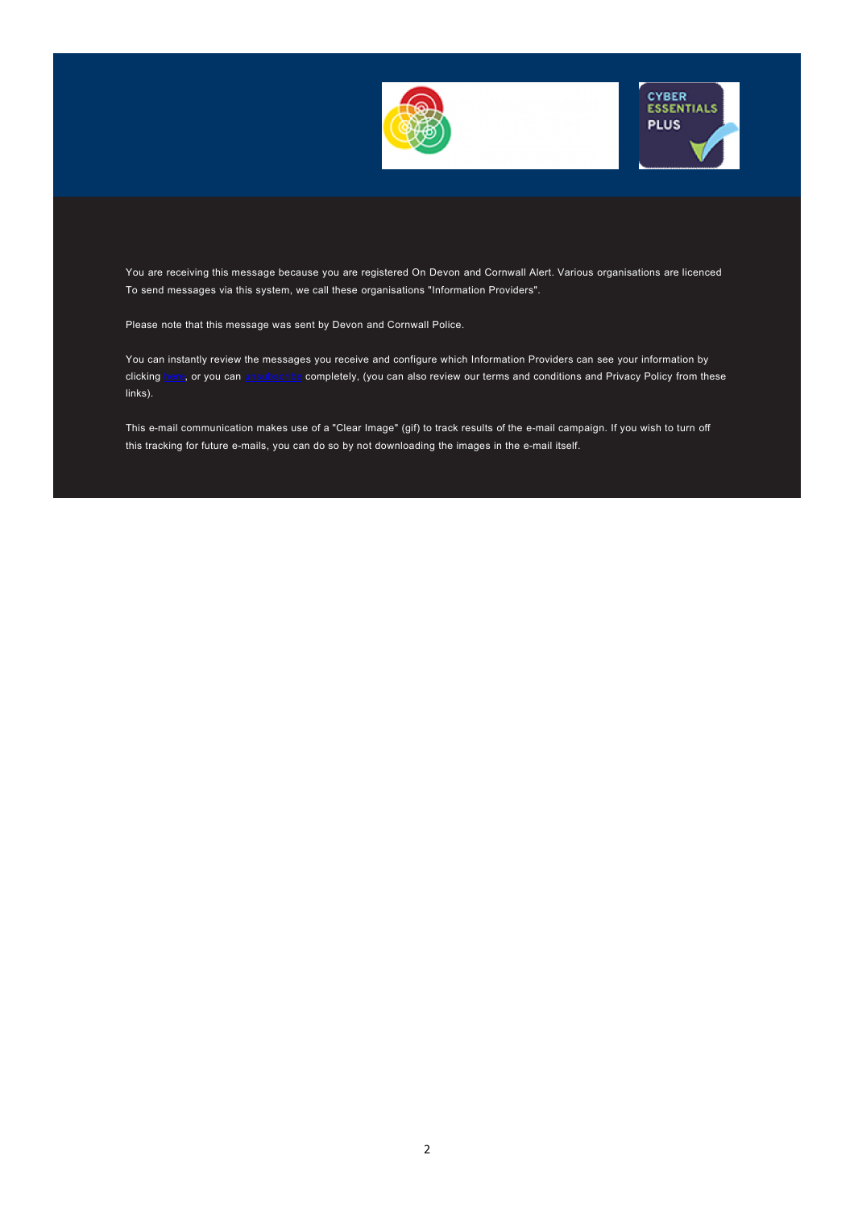You are receiving this message because you are registered On Devon and Cornwall Alert. Various organisations are licenced To send messages via this system, we call these organisations "Information Providers".

Please note that this message was sent by Devon and Cornwall Police.

You can instantly review the messages you receive and configure which Information Providers can see your information by clicking here, or you can unsubscribe completely, (you can also review our terms and conditions and Privacy Policy from these links).

This e-mail communication makes use of a "Clear Image" (gif) to track results of the e-mail campaign. If you wish to turn off this tracking for future e-mails, you can do so by not downloading the images in the e-mail itself.